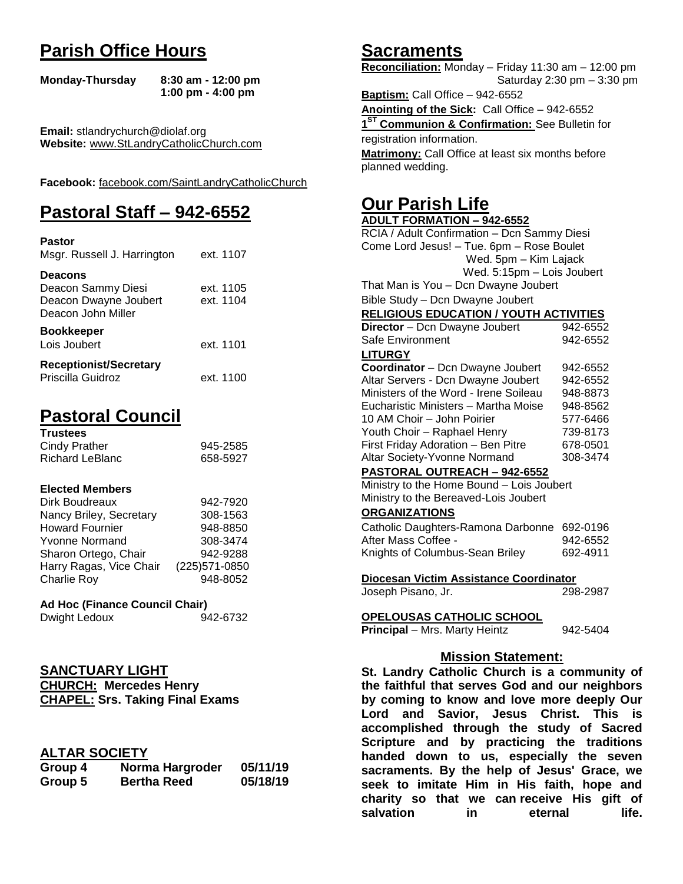# Parish Office Hours

**Monday-Thursday** **8:30 am - 12:00 pm**
**1:00 pm - 4:00 pm**

**Email:** stlandrychurch@diolaf.org
**Website:** www.StLandryCatholicChurch.com

**Facebook:** facebook.com/SaintLandryCatholicChurch

# Pastoral Staff – 942-6552

**Pastor**

| | |
|---|---|
| Msgr. Russell J. Harrington | ext. 1107 |

**Deacons**

| | |
|---|---|
| Deacon Sammy Diesi | ext. 1105 |
| Deacon Dwayne Joubert | ext. 1104 |
| Deacon John Miller | |

**Bookkeeper**

| | |
|---|---|
| Lois Joubert | ext. 1101 |

**Receptionist/Secretary**

| | |
|---|---|
| Priscilla Guidroz | ext. 1100 |

# Pastoral Council

**Trustees**

| | |
|---|---|
| Cindy Prather | 945-2585 |
| Richard LeBlanc | 658-5927 |

**Elected Members**

| | |
|---|---|
| Dirk Boudreaux | 942-7920 |
| Nancy Briley, Secretary | 308-1563 |
| Howard Fournier | 948-8850 |
| Yvonne Normand | 308-3474 |
| Sharon Ortego, Chair | 942-9288 |
| Harry Ragas, Vice Chair | (225)571-0850 |
| Charlie Roy | 948-8052 |

**Ad Hoc (Finance Council Chair)**

| | |
|---|---|
| Dwight Ledoux | 942-6732 |

## SANCTUARY LIGHT

**CHURCH: Mercedes Henry**
**CHAPEL: Srs. Taking Final Exams**

## ALTAR SOCIETY

| | | |
|---|---|---|
| **Group 4** | **Norma Hargroder** | **05/11/19** |
| **Group 5** | **Bertha Reed** | **05/18/19** |

# Sacraments

**Reconciliation:** Monday – Friday 11:30 am – 12:00 pm
Saturday 2:30 pm – 3:30 pm

**Baptism:** Call Office – 942-6552

**Anointing of the Sick:** Call Office – 942-6552

**1ST Communion & Confirmation:** See Bulletin for registration information.

**Matrimony:** Call Office at least six months before planned wedding.

# Our Parish Life

**ADULT FORMATION – 942-6552**

RCIA / Adult Confirmation – Dcn Sammy Diesi
Come Lord Jesus! – Tue. 6pm – Rose Boulet
Wed. 5pm – Kim Lajack
Wed. 5:15pm – Lois Joubert
That Man is You – Dcn Dwayne Joubert
Bible Study – Dcn Dwayne Joubert

**RELIGIOUS EDUCATION / YOUTH ACTIVITIES**

| | |
|---|---|
| **Director** – Dcn Dwayne Joubert | 942-6552 |
| Safe Environment | 942-6552 |

**LITURGY**

| | |
|---|---|
| **Coordinator** – Dcn Dwayne Joubert | 942-6552 |
| Altar Servers - Dcn Dwayne Joubert | 942-6552 |
| Ministers of the Word - Irene Soileau | 948-8873 |
| Eucharistic Ministers – Martha Moise | 948-8562 |
| 10 AM Choir – John Poirier | 577-6466 |
| Youth Choir – Raphael Henry | 739-8173 |
| First Friday Adoration – Ben Pitre | 678-0501 |
| Altar Society-Yvonne Normand | 308-3474 |

**PASTORAL OUTREACH – 942-6552**

Ministry to the Home Bound – Lois Joubert
Ministry to the Bereaved-Lois Joubert

**ORGANIZATIONS**

| | |
|---|---|
| Catholic Daughters-Ramona Darbonne | 692-0196 |
| After Mass Coffee - | 942-6552 |
| Knights of Columbus-Sean Briley | 692-4911 |

**Diocesan Victim Assistance Coordinator**

| | |
|---|---|
| Joseph Pisano, Jr. | 298-2987 |

**OPELOUSAS CATHOLIC SCHOOL**

| | |
|---|---|
| **Principal** – Mrs. Marty Heintz | 942-5404 |

## Mission Statement:

**St. Landry Catholic Church is a community of the faithful that serves God and our neighbors by coming to know and love more deeply Our Lord and Savior, Jesus Christ. This is accomplished through the study of Sacred Scripture and by practicing the traditions handed down to us, especially the seven sacraments. By the help of Jesus' Grace, we seek to imitate Him in His faith, hope and charity so that we can receive His gift of salvation in eternal life.**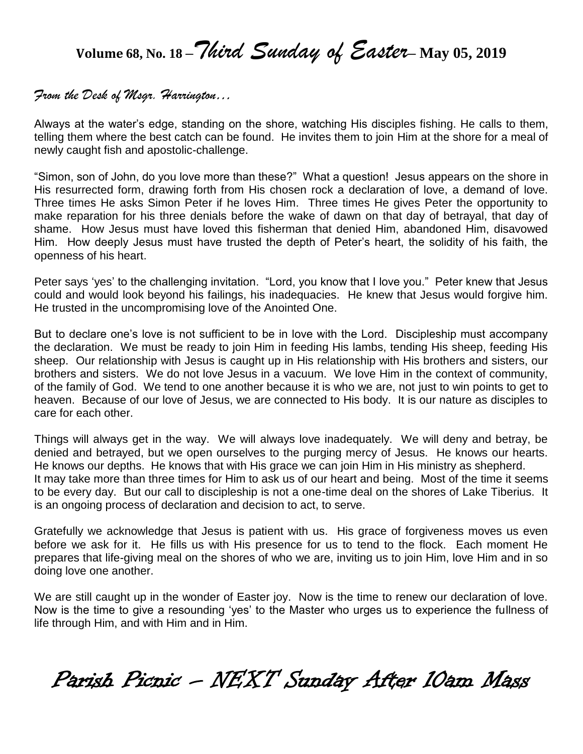# Volume 68, No. 18 – *Third Sunday of Easter* – May 05, 2019

*From the Desk of Msgr. Harrington…*

Always at the water's edge, standing on the shore, watching His disciples fishing. He calls to them, telling them where the best catch can be found. He invites them to join Him at the shore for a meal of newly caught fish and apostolic-challenge.

"Simon, son of John, do you love more than these?" What a question! Jesus appears on the shore in His resurrected form, drawing forth from His chosen rock a declaration of love, a demand of love. Three times He asks Simon Peter if he loves Him. Three times He gives Peter the opportunity to make reparation for his three denials before the wake of dawn on that day of betrayal, that day of shame. How Jesus must have loved this fisherman that denied Him, abandoned Him, disavowed Him. How deeply Jesus must have trusted the depth of Peter's heart, the solidity of his faith, the openness of his heart.

Peter says 'yes' to the challenging invitation. "Lord, you know that I love you." Peter knew that Jesus could and would look beyond his failings, his inadequacies. He knew that Jesus would forgive him. He trusted in the uncompromising love of the Anointed One.

But to declare one's love is not sufficient to be in love with the Lord. Discipleship must accompany the declaration. We must be ready to join Him in feeding His lambs, tending His sheep, feeding His sheep. Our relationship with Jesus is caught up in His relationship with His brothers and sisters, our brothers and sisters. We do not love Jesus in a vacuum. We love Him in the context of community, of the family of God. We tend to one another because it is who we are, not just to win points to get to heaven. Because of our love of Jesus, we are connected to His body. It is our nature as disciples to care for each other.

Things will always get in the way. We will always love inadequately. We will deny and betray, be denied and betrayed, but we open ourselves to the purging mercy of Jesus. He knows our hearts. He knows our depths. He knows that with His grace we can join Him in His ministry as shepherd. It may take more than three times for Him to ask us of our heart and being. Most of the time it seems to be every day. But our call to discipleship is not a one-time deal on the shores of Lake Tiberius. It is an ongoing process of declaration and decision to act, to serve.

Gratefully we acknowledge that Jesus is patient with us. His grace of forgiveness moves us even before we ask for it. He fills us with His presence for us to tend to the flock. Each moment He prepares that life-giving meal on the shores of who we are, inviting us to join Him, love Him and in so doing love one another.

We are still caught up in the wonder of Easter joy. Now is the time to renew our declaration of love. Now is the time to give a resounding 'yes' to the Master who urges us to experience the fullness of life through Him, and with Him and in Him.

## Parish Picnic – NEXT Sunday After 10am Mass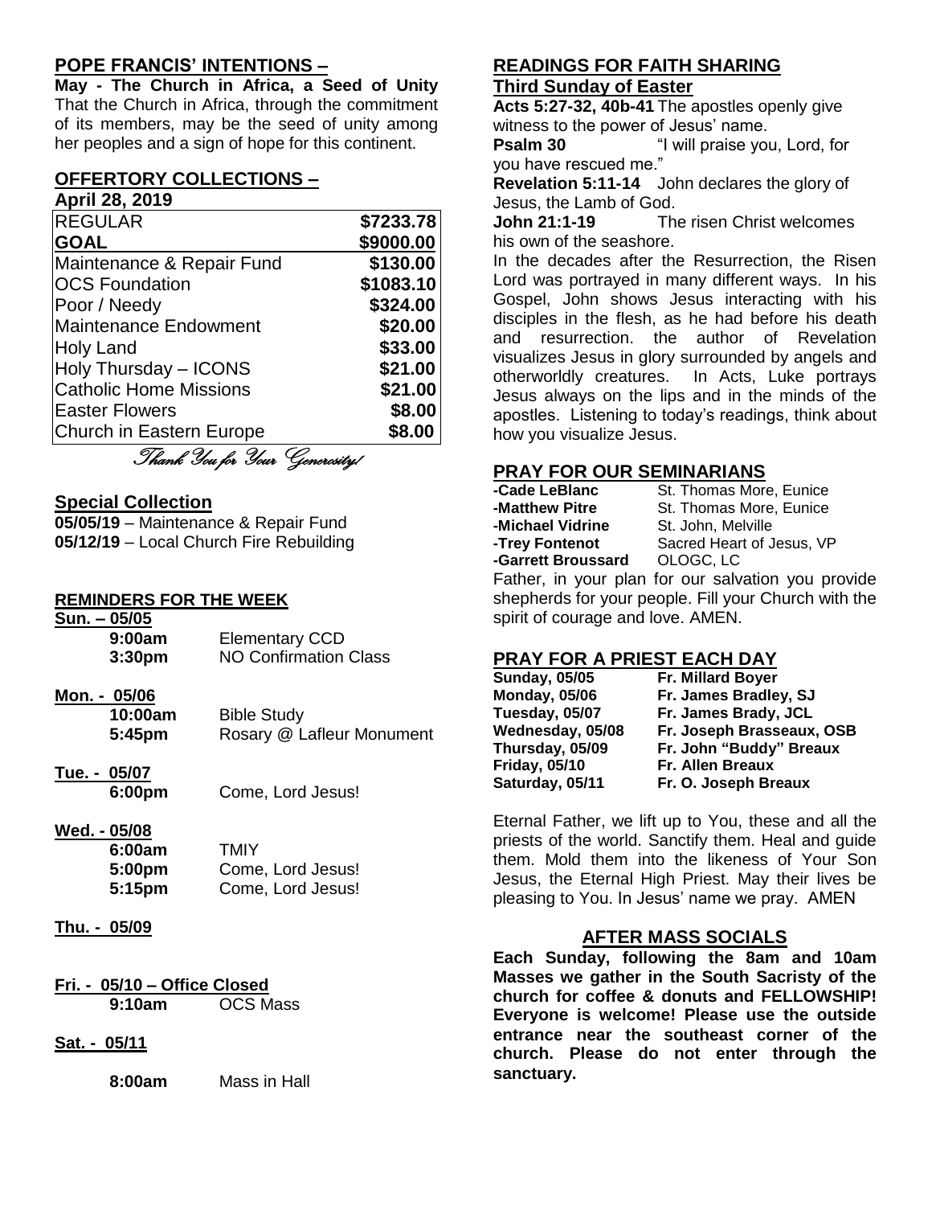## POPE FRANCIS' INTENTIONS –

**May - The Church in Africa, a Seed of Unity** That the Church in Africa, through the commitment of its members, may be the seed of unity among her peoples and a sign of hope for this continent.

## OFFERTORY COLLECTIONS –

**April 28, 2019**

| REGULAR | $7233.78 |
|---|---|
| **GOAL** | **$9000.00** |
| Maintenance & Repair Fund | $130.00 |
| OCS Foundation | $1083.10 |
| Poor / Needy | $324.00 |
| Maintenance Endowment | $20.00 |
| Holy Land | $33.00 |
| Holy Thursday – ICONS | $21.00 |
| Catholic Home Missions | $21.00 |
| Easter Flowers | $8.00 |
| Church in Eastern Europe | $8.00 |

*Thank You for Your Generosity!*

## Special Collection

**05/05/19** – Maintenance & Repair Fund
**05/12/19** – Local Church Fire Rebuilding

## REMINDERS FOR THE WEEK

**Sun. – 05/05**
- **9:00am** Elementary CCD
- **3:30pm** NO Confirmation Class

**Mon. - 05/06**
- **10:00am** Bible Study
- **5:45pm** Rosary @ Lafleur Monument

**Tue. - 05/07**
- **6:00pm** Come, Lord Jesus!

**Wed. - 05/08**
- **6:00am** TMIY
- **5:00pm** Come, Lord Jesus!
- **5:15pm** Come, Lord Jesus!

**Thu. - 05/09**

**Fri. - 05/10 – Office Closed**
- **9:10am** OCS Mass

**Sat. - 05/11**
- **8:00am** Mass in Hall

## READINGS FOR FAITH SHARING

### Third Sunday of Easter

**Acts 5:27-32, 40b-41** The apostles openly give witness to the power of Jesus' name.
**Psalm 30** "I will praise you, Lord, for you have rescued me."
**Revelation 5:11-14** John declares the glory of Jesus, the Lamb of God.
**John 21:1-19** The risen Christ welcomes his own of the seashore.

In the decades after the Resurrection, the Risen Lord was portrayed in many different ways. In his Gospel, John shows Jesus interacting with his disciples in the flesh, as he had before his death and resurrection. the author of Revelation visualizes Jesus in glory surrounded by angels and otherworldly creatures. In Acts, Luke portrays Jesus always on the lips and in the minds of the apostles. Listening to today's readings, think about how you visualize Jesus.

## PRAY FOR OUR SEMINARIANS

| | |
|---|---|
| **-Cade LeBlanc** | St. Thomas More, Eunice |
| **-Matthew Pitre** | St. Thomas More, Eunice |
| **-Michael Vidrine** | St. John, Melville |
| **-Trey Fontenot** | Sacred Heart of Jesus, VP |
| **-Garrett Broussard** | OLOGC, LC |

Father, in your plan for our salvation you provide shepherds for your people. Fill your Church with the spirit of courage and love. AMEN.

## PRAY FOR A PRIEST EACH DAY

| | |
|---|---|
| **Sunday, 05/05** | **Fr. Millard Boyer** |
| **Monday, 05/06** | **Fr. James Bradley, SJ** |
| **Tuesday, 05/07** | **Fr. James Brady, JCL** |
| **Wednesday, 05/08** | **Fr. Joseph Brasseaux, OSB** |
| **Thursday, 05/09** | **Fr. John "Buddy" Breaux** |
| **Friday, 05/10** | **Fr. Allen Breaux** |
| **Saturday, 05/11** | **Fr. O. Joseph Breaux** |

Eternal Father, we lift up to You, these and all the priests of the world. Sanctify them. Heal and guide them. Mold them into the likeness of Your Son Jesus, the Eternal High Priest. May their lives be pleasing to You. In Jesus' name we pray. AMEN

## AFTER MASS SOCIALS

**Each Sunday, following the 8am and 10am Masses we gather in the South Sacristy of the church for coffee & donuts and FELLOWSHIP! Everyone is welcome! Please use the outside entrance near the southeast corner of the church. Please do not enter through the sanctuary.**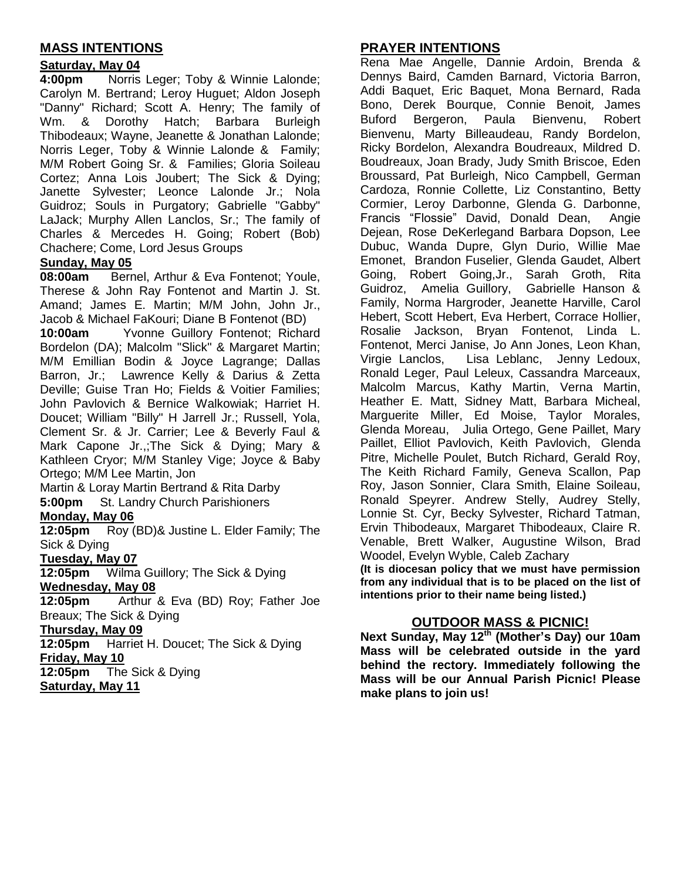## MASS INTENTIONS

**Saturday, May 04**

**4:00pm** Norris Leger; Toby & Winnie Lalonde; Carolyn M. Bertrand; Leroy Huguet; Aldon Joseph "Danny" Richard; Scott A. Henry; The family of Wm. & Dorothy Hatch; Barbara Burleigh Thibodeaux; Wayne, Jeanette & Jonathan Lalonde; Norris Leger, Toby & Winnie Lalonde & Family; M/M Robert Going Sr. & Families; Gloria Soileau Cortez; Anna Lois Joubert; The Sick & Dying; Janette Sylvester; Leonce Lalonde Jr.; Nola Guidroz; Souls in Purgatory; Gabrielle "Gabby" LaJack; Murphy Allen Lanclos, Sr.; The family of Charles & Mercedes H. Going; Robert (Bob) Chachere; Come, Lord Jesus Groups

**Sunday, May 05**

**08:00am** Bernel, Arthur & Eva Fontenot; Youle, Therese & John Ray Fontenot and Martin J. St. Amand; James E. Martin; M/M John, John Jr., Jacob & Michael FaKouri; Diane B Fontenot (BD)

**10:00am** Yvonne Guillory Fontenot; Richard Bordelon (DA); Malcolm "Slick" & Margaret Martin; M/M Emillian Bodin & Joyce Lagrange; Dallas Barron, Jr.; Lawrence Kelly & Darius & Zetta Deville; Guise Tran Ho; Fields & Voitier Families; John Pavlovich & Bernice Walkowiak; Harriet H. Doucet; William "Billy" H Jarrell Jr.; Russell, Yola, Clement Sr. & Jr. Carrier; Lee & Beverly Faul & Mark Capone Jr.,;The Sick & Dying; Mary & Kathleen Cryor; M/M Stanley Vige; Joyce & Baby Ortego; M/M Lee Martin, Jon Martin & Loray Martin Bertrand & Rita Darby

**5:00pm** St. Landry Church Parishioners

**Monday, May 06**

**12:05pm** Roy (BD)& Justine L. Elder Family; The Sick & Dying

**Tuesday, May 07**

**12:05pm** Wilma Guillory; The Sick & Dying

**Wednesday, May 08**

**12:05pm** Arthur & Eva (BD) Roy; Father Joe Breaux; The Sick & Dying

**Thursday, May 09**

**12:05pm** Harriet H. Doucet; The Sick & Dying

**Friday, May 10**

**12:05pm** The Sick & Dying

**Saturday, May 11**

## PRAYER INTENTIONS

Rena Mae Angelle, Dannie Ardoin, Brenda & Dennys Baird, Camden Barnard, Victoria Barron, Addi Baquet, Eric Baquet, Mona Bernard, Rada Bono, Derek Bourque, Connie Benoit, James Buford Bergeron, Paula Bienvenu, Robert Bienvenu, Marty Billeaudeau, Randy Bordelon, Ricky Bordelon, Alexandra Boudreaux, Mildred D. Boudreaux, Joan Brady, Judy Smith Briscoe, Eden Broussard, Pat Burleigh, Nico Campbell, German Cardoza, Ronnie Collette, Liz Constantino, Betty Cormier, Leroy Darbonne, Glenda G. Darbonne, Francis "Flossie" David, Donald Dean, Angie Dejean, Rose DeKerlegand Barbara Dopson, Lee Dubuc, Wanda Dupre, Glyn Durio, Willie Mae Emonet, Brandon Fuselier, Glenda Gaudet, Albert Going, Robert Going,Jr., Sarah Groth, Rita Guidroz, Amelia Guillory, Gabrielle Hanson & Family, Norma Hargroder, Jeanette Harville, Carol Hebert, Scott Hebert, Eva Herbert, Corrace Hollier, Rosalie Jackson, Bryan Fontenot, Linda L. Fontenot, Merci Janise, Jo Ann Jones, Leon Khan, Virgie Lanclos, Lisa Leblanc, Jenny Ledoux, Ronald Leger, Paul Leleux, Cassandra Marceaux, Malcolm Marcus, Kathy Martin, Verna Martin, Heather E. Matt, Sidney Matt, Barbara Micheal, Marguerite Miller, Ed Moise, Taylor Morales, Glenda Moreau, Julia Ortego, Gene Paillet, Mary Paillet, Elliot Pavlovich, Keith Pavlovich, Glenda Pitre, Michelle Poulet, Butch Richard, Gerald Roy, The Keith Richard Family, Geneva Scallon, Pap Roy, Jason Sonnier, Clara Smith, Elaine Soileau, Ronald Speyrer. Andrew Stelly, Audrey Stelly, Lonnie St. Cyr, Becky Sylvester, Richard Tatman, Ervin Thibodeaux, Margaret Thibodeaux, Claire R. Venable, Brett Walker, Augustine Wilson, Brad Woodel, Evelyn Wyble, Caleb Zachary

**(It is diocesan policy that we must have permission from any individual that is to be placed on the list of intentions prior to their name being listed.)**

## OUTDOOR MASS & PICNIC!

**Next Sunday, May 12th (Mother's Day) our 10am Mass will be celebrated outside in the yard behind the rectory. Immediately following the Mass will be our Annual Parish Picnic! Please make plans to join us!**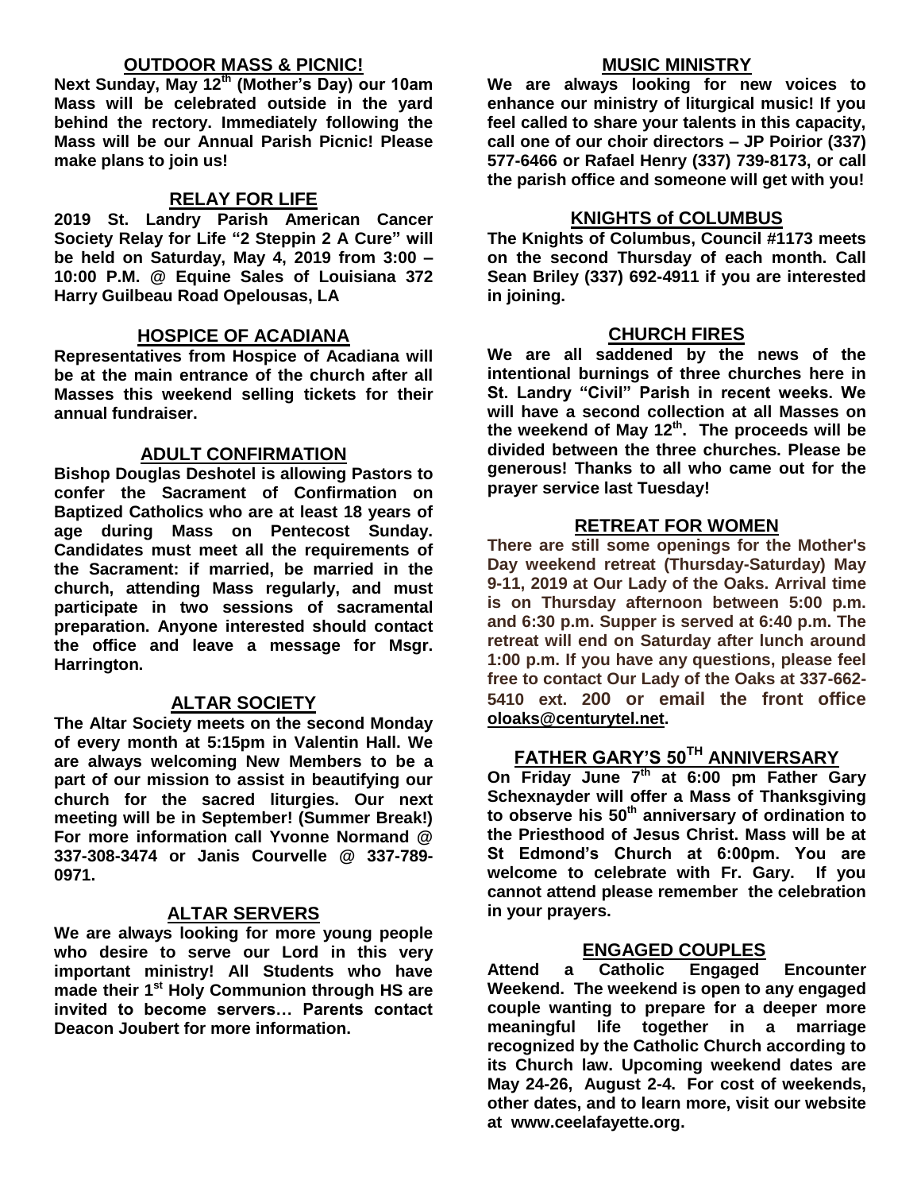## OUTDOOR MASS & PICNIC!

**Next Sunday, May 12th (Mother's Day) our 10am Mass will be celebrated outside in the yard behind the rectory. Immediately following the Mass will be our Annual Parish Picnic! Please make plans to join us!**

## RELAY FOR LIFE

**2019 St. Landry Parish American Cancer Society Relay for Life "2 Steppin 2 A Cure" will be held on Saturday, May 4, 2019 from 3:00 – 10:00 P.M. @ Equine Sales of Louisiana 372 Harry Guilbeau Road Opelousas, LA**

## HOSPICE OF ACADIANA

**Representatives from Hospice of Acadiana will be at the main entrance of the church after all Masses this weekend selling tickets for their annual fundraiser.**

## ADULT CONFIRMATION

**Bishop Douglas Deshotel is allowing Pastors to confer the Sacrament of Confirmation on Baptized Catholics who are at least 18 years of age during Mass on Pentecost Sunday. Candidates must meet all the requirements of the Sacrament: if married, be married in the church, attending Mass regularly, and must participate in two sessions of sacramental preparation. Anyone interested should contact the office and leave a message for Msgr. Harrington.**

## ALTAR SOCIETY

**The Altar Society meets on the second Monday of every month at 5:15pm in Valentin Hall. We are always welcoming New Members to be a part of our mission to assist in beautifying our church for the sacred liturgies. Our next meeting will be in September! (Summer Break!) For more information call Yvonne Normand @ 337-308-3474 or Janis Courvelle @ 337-789-0971.**

## ALTAR SERVERS

**We are always looking for more young people who desire to serve our Lord in this very important ministry! All Students who have made their 1st Holy Communion through HS are invited to become servers… Parents contact Deacon Joubert for more information.**

## MUSIC MINISTRY

**We are always looking for new voices to enhance our ministry of liturgical music! If you feel called to share your talents in this capacity, call one of our choir directors – JP Poirior (337) 577-6466 or Rafael Henry (337) 739-8173, or call the parish office and someone will get with you!**

## KNIGHTS of COLUMBUS

**The Knights of Columbus, Council #1173 meets on the second Thursday of each month. Call Sean Briley (337) 692-4911 if you are interested in joining.**

## CHURCH FIRES

**We are all saddened by the news of the intentional burnings of three churches here in St. Landry "Civil" Parish in recent weeks. We will have a second collection at all Masses on the weekend of May 12th. The proceeds will be divided between the three churches. Please be generous! Thanks to all who came out for the prayer service last Tuesday!**

## RETREAT FOR WOMEN

**There are still some openings for the Mother's Day weekend retreat (Thursday-Saturday) May 9-11, 2019 at Our Lady of the Oaks. Arrival time is on Thursday afternoon between 5:00 p.m. and 6:30 p.m. Supper is served at 6:40 p.m. The retreat will end on Saturday after lunch around 1:00 p.m. If you have any questions, please feel free to contact Our Lady of the Oaks at 337-662-5410 ext. 200 or email the front office oloaks@centurytel.net.**

## FATHER GARY'S 50TH ANNIVERSARY

**On Friday June 7th at 6:00 pm Father Gary Schexnayder will offer a Mass of Thanksgiving to observe his 50th anniversary of ordination to the Priesthood of Jesus Christ. Mass will be at St Edmond's Church at 6:00pm. You are welcome to celebrate with Fr. Gary. If you cannot attend please remember the celebration in your prayers.**

## ENGAGED COUPLES

**Attend a Catholic Engaged Encounter Weekend. The weekend is open to any engaged couple wanting to prepare for a deeper more meaningful life together in a marriage recognized by the Catholic Church according to its Church law. Upcoming weekend dates are May 24-26, August 2-4. For cost of weekends, other dates, and to learn more, visit our website at www.ceelafayette.org.**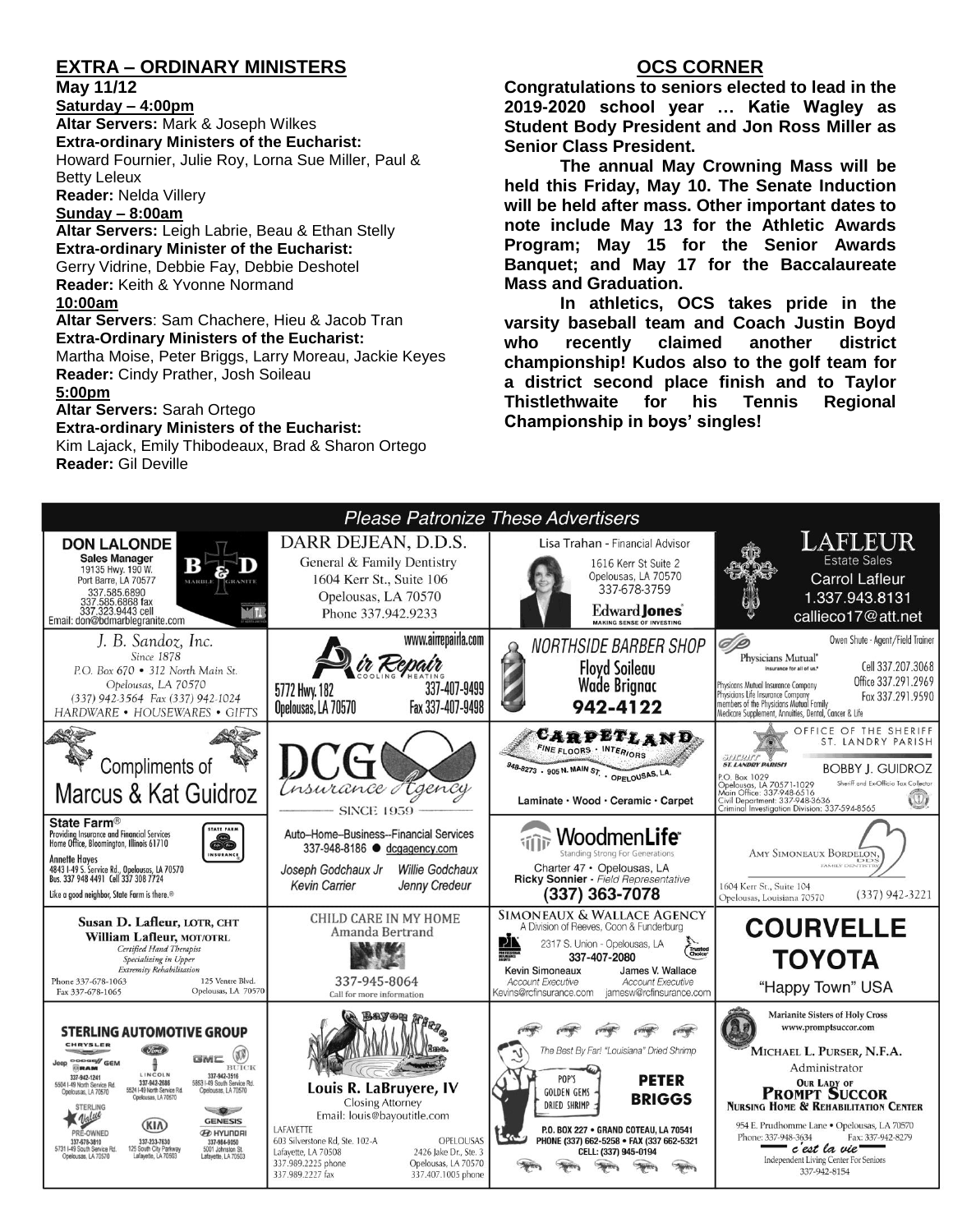## EXTRA – ORDINARY MINISTERS

**May 11/12**

**Saturday – 4:00pm**

**Altar Servers:** Mark & Joseph Wilkes

**Extra-ordinary Ministers of the Eucharist:**
Howard Fournier, Julie Roy, Lorna Sue Miller, Paul & Betty Leleux

**Reader:** Nelda Villery

**Sunday – 8:00am**

**Altar Servers:** Leigh Labrie, Beau & Ethan Stelly

**Extra-ordinary Minister of the Eucharist:**
Gerry Vidrine, Debbie Fay, Debbie Deshotel

**Reader:** Keith & Yvonne Normand

**10:00am**

**Altar Servers**: Sam Chachere, Hieu & Jacob Tran

**Extra-Ordinary Ministers of the Eucharist:**
Martha Moise, Peter Briggs, Larry Moreau, Jackie Keyes

**Reader:** Cindy Prather, Josh Soileau

**5:00pm**

**Altar Servers:** Sarah Ortego

**Extra-ordinary Ministers of the Eucharist:**
Kim Lajack, Emily Thibodeaux, Brad & Sharon Ortego

**Reader:** Gil Deville

## OCS CORNER

**Congratulations to seniors elected to lead in the 2019-2020 school year … Katie Wagley as Student Body President and Jon Ross Miller as Senior Class President.**

**The annual May Crowning Mass will be held this Friday, May 10. The Senate Induction will be held after mass. Other important dates to note include May 13 for the Athletic Awards Program; May 15 for the Senior Awards Banquet; and May 17 for the Baccalaureate Mass and Graduation.**

**In athletics, OCS takes pride in the varsity baseball team and Coach Justin Boyd who recently claimed another district championship! Kudos also to the golf team for a district second place finish and to Taylor Thistlethwaite for his Tennis Regional Championship in boys' singles!**

## *Please Patronize These Advertisers*

**DON LALONDE**, Sales Manager, B&D Marble Granite
19135 Hwy. 190 W., Port Barre, LA 70577
337.585.6890 / 337.585.6868 fax / 337.323.9443 cell
Email: don@bdmarblegranite.com

**DARR DEJEAN, D.D.S.**
General & Family Dentistry
1604 Kerr St., Suite 106
Opelousas, LA 70570
Phone 337.942.9233

**Lisa Trahan** - Financial Advisor, Edward Jones
1616 Kerr St Suite 2, Opelousas, LA 70570
337-678-3759
MAKING SENSE OF INVESTING

**LAFLEUR** Estate Sales
Carrol Lafleur
1.337.943.8131
callieco17@att.net

**J. B. Sandoz, Inc.**
Since 1878
P.O. Box 670 • 312 North Main St.
Opelousas, LA 70570
(337) 942-3564 Fax (337) 942-1024
HARDWARE • HOUSEWARES • GIFTS

**Air Repair** Cooling • Heating
www.airrepairla.com
5772 Hwy. 182, Opelousas, LA 70570
337-407-9499 / Fax 337-407-9498

**NORTHSIDE BARBER SHOP**
Floyd Soileau
Wade Brignac
942-4122

**Physicians Mutual** — Owen Shute - Agent/Field Trainer
Cell 337.207.3068 / Office 337.291.2969 / Fax 337.291.9590
Physicians Mutual Insurance Company, Physicians Life Insurance Company, members of the Physicians Mutual Family
Medicare Supplement, Annuities, Dental, Cancer & Life

Compliments of **Marcus & Kat Guidroz**

**DCG Insurance Agency** — SINCE 1959
Auto–Home–Business--Financial Services
337-948-8186 ● dcgagency.com
Joseph Godchaux Jr, Willie Godchaux, Kevin Carrier, Jenny Credeur

**CARPETLAND** Fine Floors • Interiors
948-8273 • 905 N. Main St. • Opelousas, LA.
Laminate • Wood • Ceramic • Carpet

**OFFICE OF THE SHERIFF, ST. LANDRY PARISH**
BOBBY J. GUIDROZ, Sheriff and Ex-Officio Tax Collector
P.O. Box 1029, Opelousas, LA 70571-1029
Main Office: 337-948-6516
Civil Department: 337-948-3636
Criminal Investigation Division: 337-594-8565

**State Farm®**
Providing Insurance and Financial Services, Home Office, Bloomington, Illinois 61710
Annette Hayes
4843 I-49 S. Service Rd., Opelousas, LA 70570
Bus. 337 948 4491 Cell 337 308 7724
Like a good neighbor, State Farm is there.®

**WoodmenLife** — Standing Strong For Generations
Charter 47 • Opelousas, LA
Ricky Sonnier - Field Representative
(337) 363-7078

**AMY SIMONEAUX BORDELON, DDS** Family Dentistry
1604 Kerr St., Suite 104, Opelousas, Louisiana 70570
(337) 942-3221

**Susan D. Lafleur, LOTR, CHT**
**William Lafleur, MOT/OTRL**
Certified Hand Therapist, Specializing in Upper Extremity Rehabilitation
Phone 337-678-1063 / Fax 337-678-1065
125 Ventre Blvd., Opelousas, LA 70570

**CHILD CARE IN MY HOME**
Amanda Bertrand
337-945-8064
Call for more information

**SIMONEAUX & WALLACE AGENCY**
A Division of Reeves, Coon & Funderburg
2317 S. Union - Opelousas, LA
337-407-2080
Kevin Simoneaux, Account Executive — Kevins@rcfinsurance.com
James V. Wallace, Account Executive — jamesw@rcfinsurance.com

**COURVELLE TOYOTA**
"Happy Town" USA

**STERLING AUTOMOTIVE GROUP**
Chrysler, Jeep, Dodge, Ram, GEM — 337-942-1241, 5504 I-49 North Service Rd, Opelousas, LA 70570
Ford, Lincoln — 337-942-2686, 5524 I-49 North Service Rd, Opelousas, LA 70570
GMC, Buick — 337-942-3516, 5853 I-49 South Service Rd, Opelousas, LA 70570
Sterling Value Pre-Owned — 337-678-3810, 5731 I-49 South Service Rd, Opelousas, LA 70570
Kia — 337-233-7630, 125 South City Parkway, Lafayette, LA 70503
Genesis, Hyundai — 337-984-9850, 5001 Johnston St., Lafayette, LA 70503

**Bayou Title, Inc.**
Louis R. LaBruyere, IV
Closing Attorney
Email: louis@bayoutitle.com
LAFAYETTE: 603 Silverstone Rd, Ste. 102-A, Lafayette, LA 70508, 337.989.2225 phone, 337.989.2227 fax
OPELOUSAS: 2426 Jake Dr., Ste. 3, Opelousas, LA 70570, 337.407.1005 phone

**POP'S GOLDEN GEMS DRIED SHRIMP** — The Best By Far! "Louisiana" Dried Shrimp
PETER BRIGGS
P.O. BOX 227 • GRAND COTEAU, LA 70541
PHONE (337) 662-5258 • FAX (337) 662-5321
CELL: (337) 945-0194

**Marianite Sisters of Holy Cross** — www.promptsuccor.com
MICHAEL L. PURSER, N.F.A., Administrator
OUR LADY OF PROMPT SUCCOR NURSING HOME & REHABILITATION CENTER
954 E. Prudhomme Lane • Opelousas, LA 70570
Phone: 337-948-3634 Fax: 337-942-8279
c'est la vie — Independent Living Center For Seniors
337-942-8154